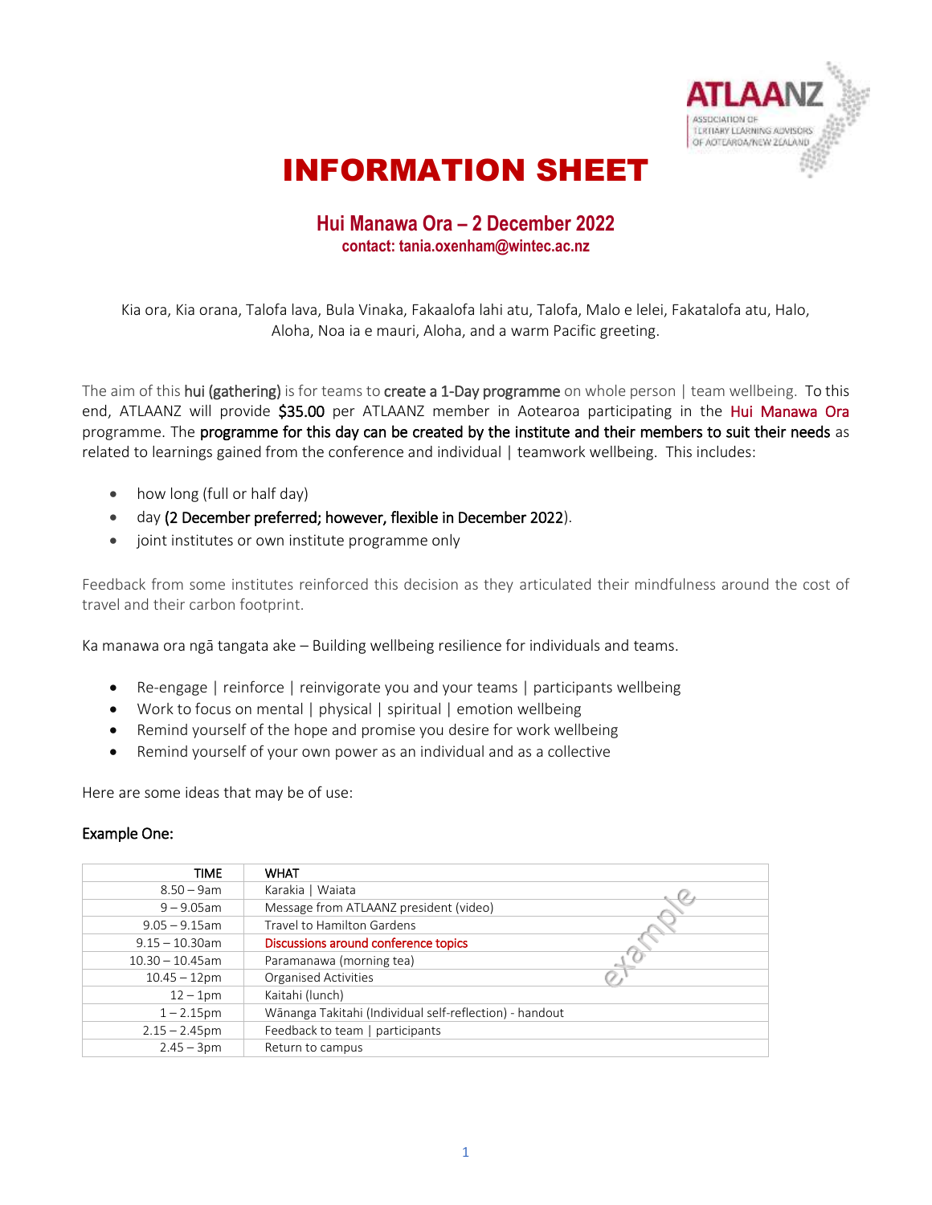# INFORMATION SHEET

## Hui Manawa Ora – 2 December 2022

**contact: tania.oxenham@wintec.ac.nz**

Kia ora, Kia orana, Talofa lava, Bula Vinaka, Fakaalofa lahi atu, Talofa, Malo e lelei, Fakatalofa atu, Halo, Aloha, Noa ia e mauri, Aloha, and a warm Pacific greeting.

The aim of this hui (gathering) is for teams to create a 1-Day programme on whole person | team wellbeing. To this end, ATLAANZ will provide $35.00 per ATLAANZ member in Aotearoa participating in the Hui Manawa Ora programme. The programme for this day can be created by the institute and their members to suit their needs as related to learnings gained from the conference and individual | teamwork wellbeing. This includes:

- how long (full or half day)
- day (2 December preferred; however, flexible in December 2022).
- joint institutes or own institute programme only

Feedback from some institutes reinforced this decision as they articulated their mindfulness around the cost of travel and their carbon footprint.

Ka manawa ora ngā tangata ake – Building wellbeing resilience for individuals and teams.

- Re-engage | reinforce | reinvigorate you and your teams | participants wellbeing
- Work to focus on mental | physical | spiritual | emotion wellbeing
- Remind yourself of the hope and promise you desire for work wellbeing
- Remind yourself of your own power as an individual and as a collective

Here are some ideas that may be of use:

**Example One:**

| TIME | WHAT |
|---:|---|
| 8.50 – 9am | Karakia \| Waiata |
| 9 – 9.05am | Message from ATLAANZ president (video) |
| 9.05 – 9.15am | Travel to Hamilton Gardens |
| 9.15 – 10.30am | Discussions around conference topics |
| 10.30 – 10.45am | Paramanawa (morning tea) |
| 10.45 – 12pm | Organised Activities |
| 12 – 1pm | Kaitahi (lunch) |
| 1 – 2.15pm | Wānanga Takitahi (Individual self-reflection) - handout |
| 2.15 – 2.45pm | Feedback to team \| participants |
| 2.45 – 3pm | Return to campus |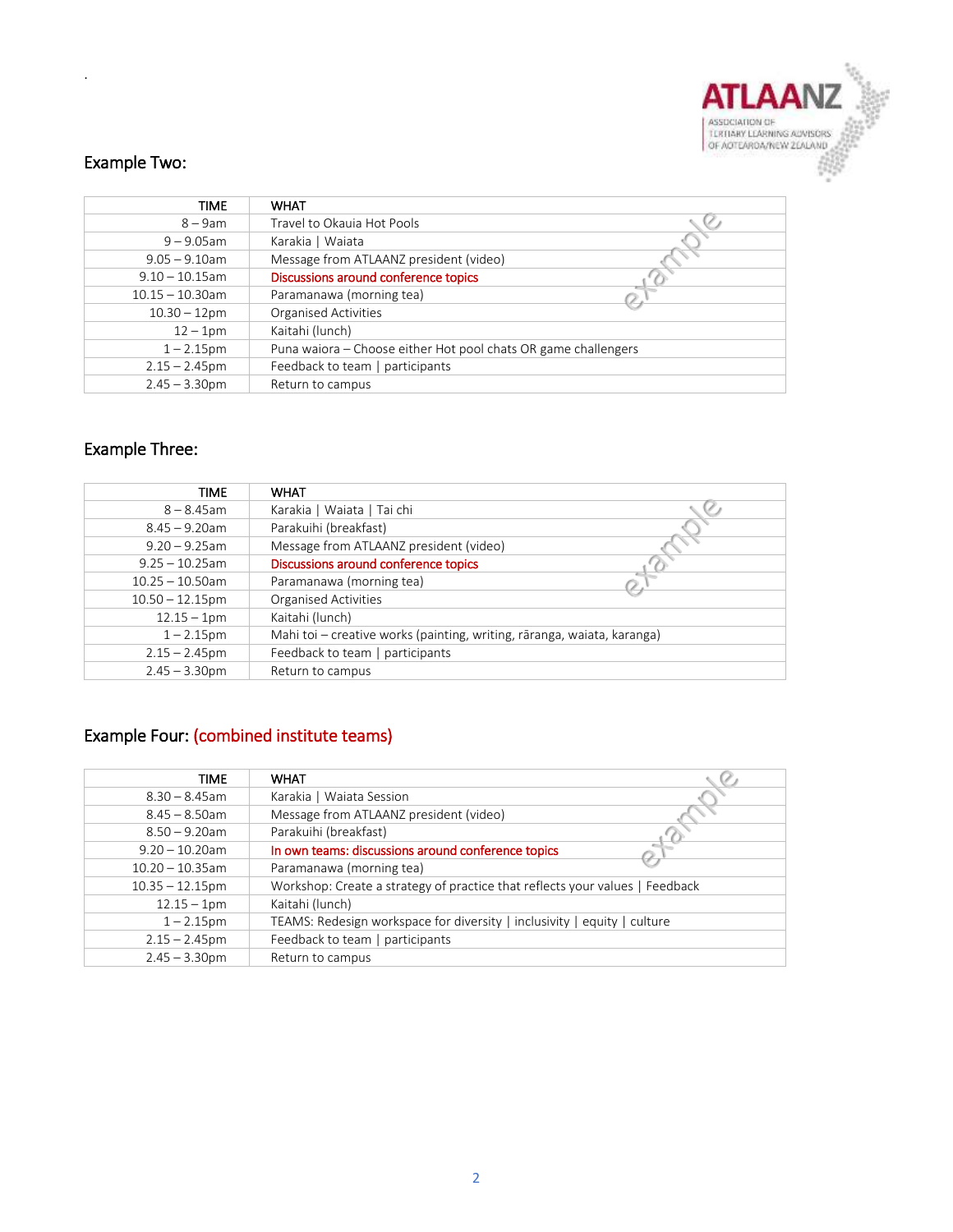## Example Two:

| TIME | WHAT |
|---|---|
| 8 – 9am | Travel to Okauia Hot Pools |
| 9 – 9.05am | Karakia \| Waiata |
| 9.05 – 9.10am | Message from ATLAANZ president (video) |
| 9.10 – 10.15am | Discussions around conference topics |
| 10.15 – 10.30am | Paramanawa (morning tea) |
| 10.30 – 12pm | Organised Activities |
| 12 – 1pm | Kaitahi (lunch) |
| 1 – 2.15pm | Puna waiora – Choose either Hot pool chats OR game challengers |
| 2.15 – 2.45pm | Feedback to team \| participants |
| 2.45 – 3.30pm | Return to campus |

## Example Three:

| TIME | WHAT |
|---|---|
| 8 – 8.45am | Karakia \| Waiata \| Tai chi |
| 8.45 – 9.20am | Parakuihi (breakfast) |
| 9.20 – 9.25am | Message from ATLAANZ president (video) |
| 9.25 – 10.25am | Discussions around conference topics |
| 10.25 – 10.50am | Paramanawa (morning tea) |
| 10.50 – 12.15pm | Organised Activities |
| 12.15 – 1pm | Kaitahi (lunch) |
| 1 – 2.15pm | Mahi toi – creative works (painting, writing, rāranga, waiata, karanga) |
| 2.15 – 2.45pm | Feedback to team \| participants |
| 2.45 – 3.30pm | Return to campus |

## Example Four: (combined institute teams)

| TIME | WHAT |
|---|---|
| 8.30 – 8.45am | Karakia \| Waiata Session |
| 8.45 – 8.50am | Message from ATLAANZ president (video) |
| 8.50 – 9.20am | Parakuihi (breakfast) |
| 9.20 – 10.20am | In own teams: discussions around conference topics |
| 10.20 – 10.35am | Paramanawa (morning tea) |
| 10.35 – 12.15pm | Workshop: Create a strategy of practice that reflects your values \| Feedback |
| 12.15 – 1pm | Kaitahi (lunch) |
| 1 – 2.15pm | TEAMS: Redesign workspace for diversity \| inclusivity \| equity \| culture |
| 2.15 – 2.45pm | Feedback to team \| participants |
| 2.45 – 3.30pm | Return to campus |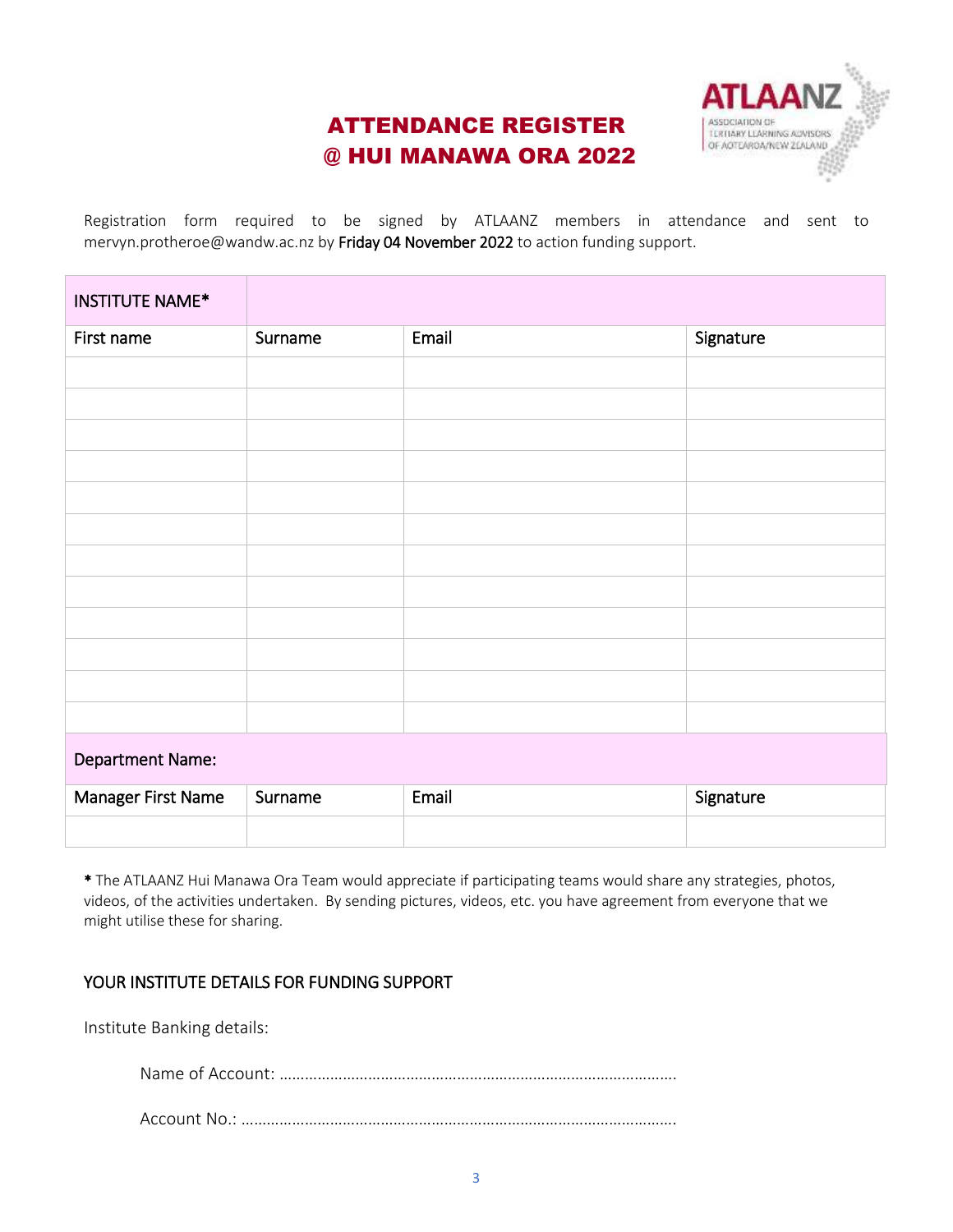# ATTENDANCE REGISTER
# @ HUI MANAWA ORA 2022

ATLAANZ
ASSOCIATION OF TERTIARY LEARNING ADVISORS OF AOTEAROA/NEW ZEALAND

Registration form required to be signed by ATLAANZ members in attendance and sent to mervyn.protheroe@wandw.ac.nz by **Friday 04 November 2022** to action funding support.

| INSTITUTE NAME* | | | |
|---|---|---|---|
| First name | Surname | Email | Signature |
| | | | |
| | | | |
| | | | |
| | | | |
| | | | |
| | | | |
| | | | |
| | | | |
| | | | |
| | | | |
| | | | |
| | | | |
| Department Name: | | | |
| Manager First Name | Surname | Email | Signature |
| | | | |

**\*** The ATLAANZ Hui Manawa Ora Team would appreciate if participating teams would share any strategies, photos, videos, of the activities undertaken. By sending pictures, videos, etc. you have agreement from everyone that we might utilise these for sharing.

## YOUR INSTITUTE DETAILS FOR FUNDING SUPPORT

Institute Banking details:

Name of Account: ………………………………………………………………………………….

Account No.: …………………………………………………………………………………………….